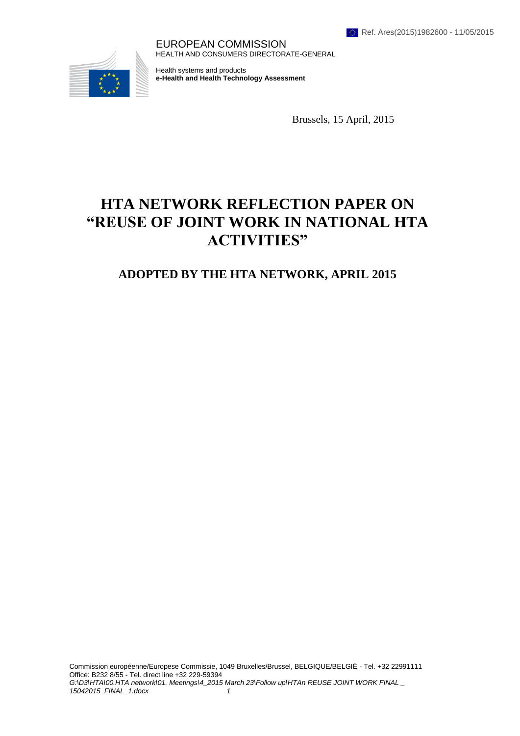Ref. Ares(2015)1982600 - 11/05/2015

EUROPEAN COMMISSION
HEALTH AND CONSUMERS DIRECTORATE-GENERAL

Health systems and products
**e-Health and Health Technology Assessment**

Brussels, 15 April, 2015

# HTA NETWORK REFLECTION PAPER ON "REUSE OF JOINT WORK IN NATIONAL HTA ACTIVITIES"

## ADOPTED BY THE HTA NETWORK, APRIL 2015

Commission européenne/Europese Commissie, 1049 Bruxelles/Brussel, BELGIQUE/BELGIË - Tel. +32 22991111
Office: B232 8/55 - Tel. direct line +32 229-59394
*G:\D3\HTA\00.HTA network\01. Meetings\4_2015 March 23\Follow up\HTAn REUSE JOINT WORK FINAL _ 15042015_FINAL_1.docx*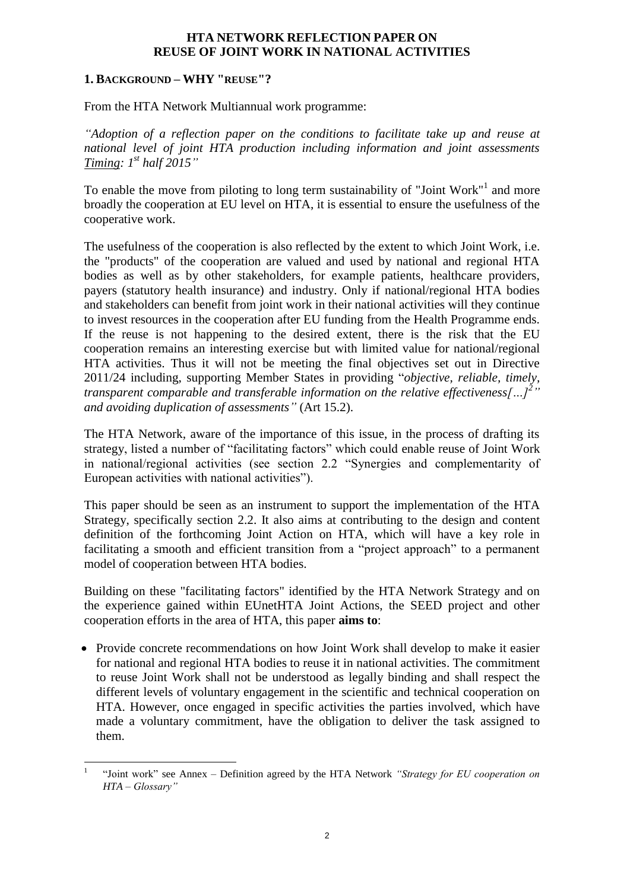# HTA NETWORK REFLECTION PAPER ON REUSE OF JOINT WORK IN NATIONAL ACTIVITIES

## 1. BACKGROUND – WHY "REUSE"?

From the HTA Network Multiannual work programme:

*"Adoption of a reflection paper on the conditions to facilitate take up and reuse at national level of joint HTA production including information and joint assessments* *__Timing__: 1st half 2015"*

To enable the move from piloting to long term sustainability of "Joint Work"[1] and more broadly the cooperation at EU level on HTA, it is essential to ensure the usefulness of the cooperative work.

The usefulness of the cooperation is also reflected by the extent to which Joint Work, i.e. the "products" of the cooperation are valued and used by national and regional HTA bodies as well as by other stakeholders, for example patients, healthcare providers, payers (statutory health insurance) and industry. Only if national/regional HTA bodies and stakeholders can benefit from joint work in their national activities will they continue to invest resources in the cooperation after EU funding from the Health Programme ends. If the reuse is not happening to the desired extent, there is the risk that the EU cooperation remains an interesting exercise but with limited value for national/regional HTA activities. Thus it will not be meeting the final objectives set out in Directive 2011/24 including, supporting Member States in providing "*objective, reliable, timely, transparent comparable and transferable information on the relative effectiveness[…][2]" and avoiding duplication of assessments"* (Art 15.2).

The HTA Network, aware of the importance of this issue, in the process of drafting its strategy, listed a number of "facilitating factors" which could enable reuse of Joint Work in national/regional activities (see section 2.2 "Synergies and complementarity of European activities with national activities").

This paper should be seen as an instrument to support the implementation of the HTA Strategy, specifically section 2.2. It also aims at contributing to the design and content definition of the forthcoming Joint Action on HTA, which will have a key role in facilitating a smooth and efficient transition from a "project approach" to a permanent model of cooperation between HTA bodies.

Building on these "facilitating factors" identified by the HTA Network Strategy and on the experience gained within EUnetHTA Joint Actions, the SEED project and other cooperation efforts in the area of HTA, this paper **aims to**:

- Provide concrete recommendations on how Joint Work shall develop to make it easier for national and regional HTA bodies to reuse it in national activities. The commitment to reuse Joint Work shall not be understood as legally binding and shall respect the different levels of voluntary engagement in the scientific and technical cooperation on HTA. However, once engaged in specific activities the parties involved, which have made a voluntary commitment, have the obligation to deliver the task assigned to them.

---

[1] "Joint work" see Annex – Definition agreed by the HTA Network *"Strategy for EU cooperation on HTA – Glossary"*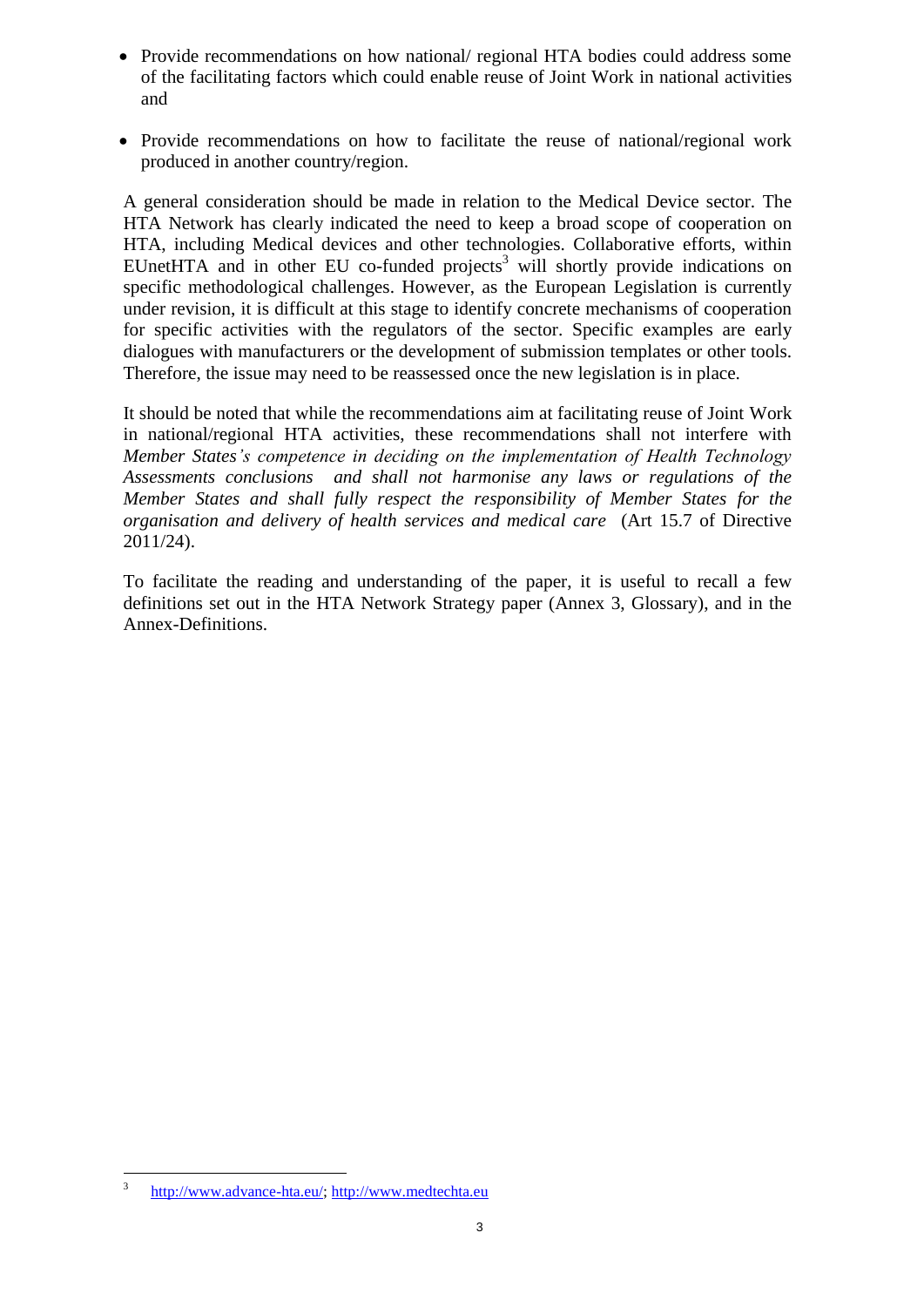- Provide recommendations on how national/ regional HTA bodies could address some of the facilitating factors which could enable reuse of Joint Work in national activities and

- Provide recommendations on how to facilitate the reuse of national/regional work produced in another country/region.

A general consideration should be made in relation to the Medical Device sector. The HTA Network has clearly indicated the need to keep a broad scope of cooperation on HTA, including Medical devices and other technologies. Collaborative efforts, within EUnetHTA and in other EU co-funded projects[3] will shortly provide indications on specific methodological challenges. However, as the European Legislation is currently under revision, it is difficult at this stage to identify concrete mechanisms of cooperation for specific activities with the regulators of the sector. Specific examples are early dialogues with manufacturers or the development of submission templates or other tools. Therefore, the issue may need to be reassessed once the new legislation is in place.

It should be noted that while the recommendations aim at facilitating reuse of Joint Work in national/regional HTA activities, these recommendations shall not interfere with *Member States's competence in deciding on the implementation of Health Technology Assessments conclusions and shall not harmonise any laws or regulations of the Member States and shall fully respect the responsibility of Member States for the organisation and delivery of health services and medical care* (Art 15.7 of Directive 2011/24).

To facilitate the reading and understanding of the paper, it is useful to recall a few definitions set out in the HTA Network Strategy paper (Annex 3, Glossary), and in the Annex-Definitions.

---

[3] http://www.advance-hta.eu/; http://www.medtechta.eu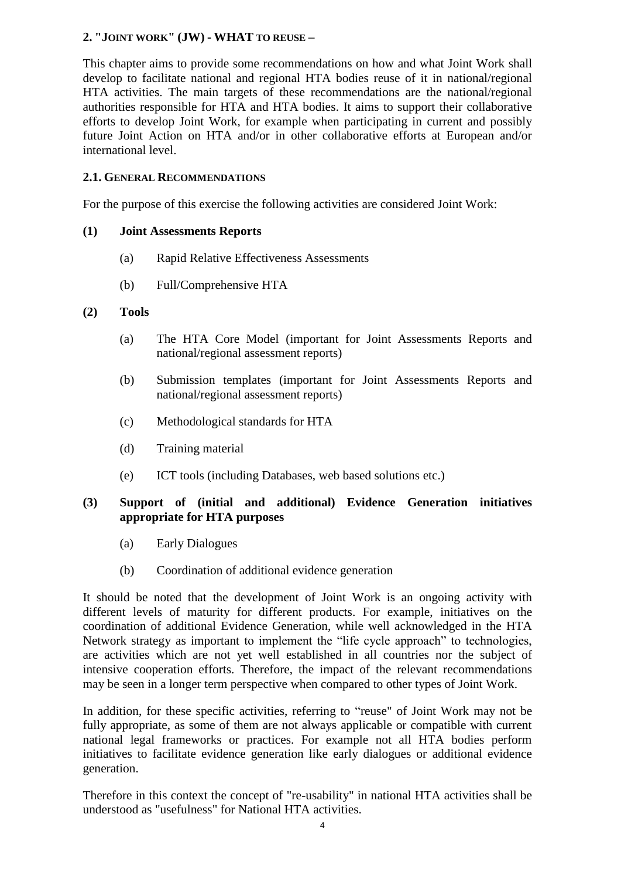## 2. "JOINT WORK" (JW) - WHAT TO REUSE –

This chapter aims to provide some recommendations on how and what Joint Work shall develop to facilitate national and regional HTA bodies reuse of it in national/regional HTA activities. The main targets of these recommendations are the national/regional authorities responsible for HTA and HTA bodies. It aims to support their collaborative efforts to develop Joint Work, for example when participating in current and possibly future Joint Action on HTA and/or in other collaborative efforts at European and/or international level.

### 2.1. GENERAL RECOMMENDATIONS

For the purpose of this exercise the following activities are considered Joint Work:

**(1) Joint Assessments Reports**

- (a) Rapid Relative Effectiveness Assessments
- (b) Full/Comprehensive HTA

**(2) Tools**

- (a) The HTA Core Model (important for Joint Assessments Reports and national/regional assessment reports)
- (b) Submission templates (important for Joint Assessments Reports and national/regional assessment reports)
- (c) Methodological standards for HTA
- (d) Training material
- (e) ICT tools (including Databases, web based solutions etc.)

**(3) Support of (initial and additional) Evidence Generation initiatives appropriate for HTA purposes**

- (a) Early Dialogues
- (b) Coordination of additional evidence generation

It should be noted that the development of Joint Work is an ongoing activity with different levels of maturity for different products. For example, initiatives on the coordination of additional Evidence Generation, while well acknowledged in the HTA Network strategy as important to implement the "life cycle approach" to technologies, are activities which are not yet well established in all countries nor the subject of intensive cooperation efforts. Therefore, the impact of the relevant recommendations may be seen in a longer term perspective when compared to other types of Joint Work.

In addition, for these specific activities, referring to "reuse" of Joint Work may not be fully appropriate, as some of them are not always applicable or compatible with current national legal frameworks or practices. For example not all HTA bodies perform initiatives to facilitate evidence generation like early dialogues or additional evidence generation.

Therefore in this context the concept of "re-usability" in national HTA activities shall be understood as "usefulness" for National HTA activities.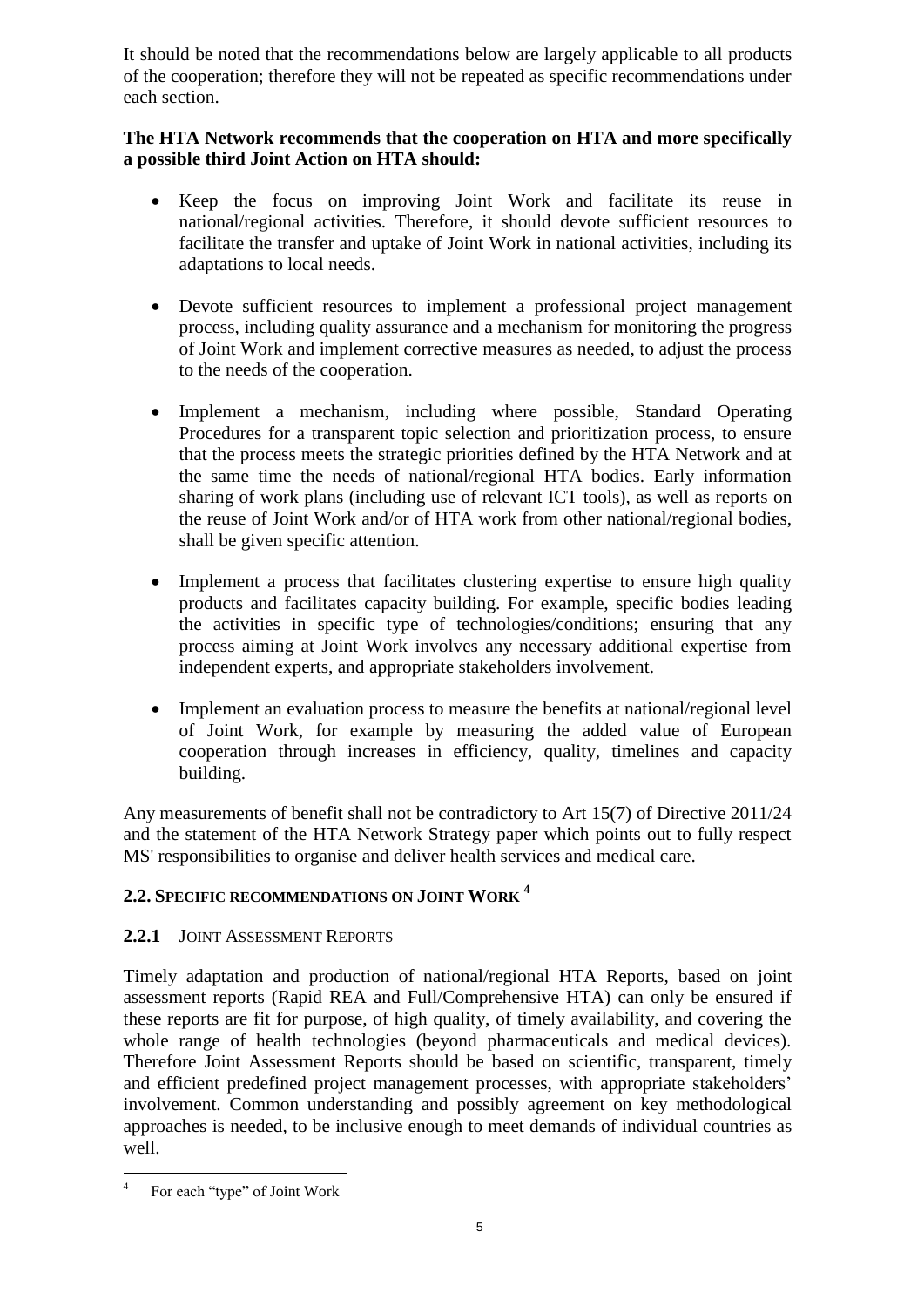It should be noted that the recommendations below are largely applicable to all products of the cooperation; therefore they will not be repeated as specific recommendations under each section.

**The HTA Network recommends that the cooperation on HTA and more specifically a possible third Joint Action on HTA should:**

- Keep the focus on improving Joint Work and facilitate its reuse in national/regional activities. Therefore, it should devote sufficient resources to facilitate the transfer and uptake of Joint Work in national activities, including its adaptations to local needs.
- Devote sufficient resources to implement a professional project management process, including quality assurance and a mechanism for monitoring the progress of Joint Work and implement corrective measures as needed, to adjust the process to the needs of the cooperation.
- Implement a mechanism, including where possible, Standard Operating Procedures for a transparent topic selection and prioritization process, to ensure that the process meets the strategic priorities defined by the HTA Network and at the same time the needs of national/regional HTA bodies. Early information sharing of work plans (including use of relevant ICT tools), as well as reports on the reuse of Joint Work and/or of HTA work from other national/regional bodies, shall be given specific attention.
- Implement a process that facilitates clustering expertise to ensure high quality products and facilitates capacity building. For example, specific bodies leading the activities in specific type of technologies/conditions; ensuring that any process aiming at Joint Work involves any necessary additional expertise from independent experts, and appropriate stakeholders involvement.
- Implement an evaluation process to measure the benefits at national/regional level of Joint Work, for example by measuring the added value of European cooperation through increases in efficiency, quality, timelines and capacity building.

Any measurements of benefit shall not be contradictory to Art 15(7) of Directive 2011/24 and the statement of the HTA Network Strategy paper which points out to fully respect MS' responsibilities to organise and deliver health services and medical care.

## 2.2. Specific recommendations on Joint Work [4]

### 2.2.1 Joint Assessment Reports

Timely adaptation and production of national/regional HTA Reports, based on joint assessment reports (Rapid REA and Full/Comprehensive HTA) can only be ensured if these reports are fit for purpose, of high quality, of timely availability, and covering the whole range of health technologies (beyond pharmaceuticals and medical devices). Therefore Joint Assessment Reports should be based on scientific, transparent, timely and efficient predefined project management processes, with appropriate stakeholders' involvement. Common understanding and possibly agreement on key methodological approaches is needed, to be inclusive enough to meet demands of individual countries as well.

[4] For each "type" of Joint Work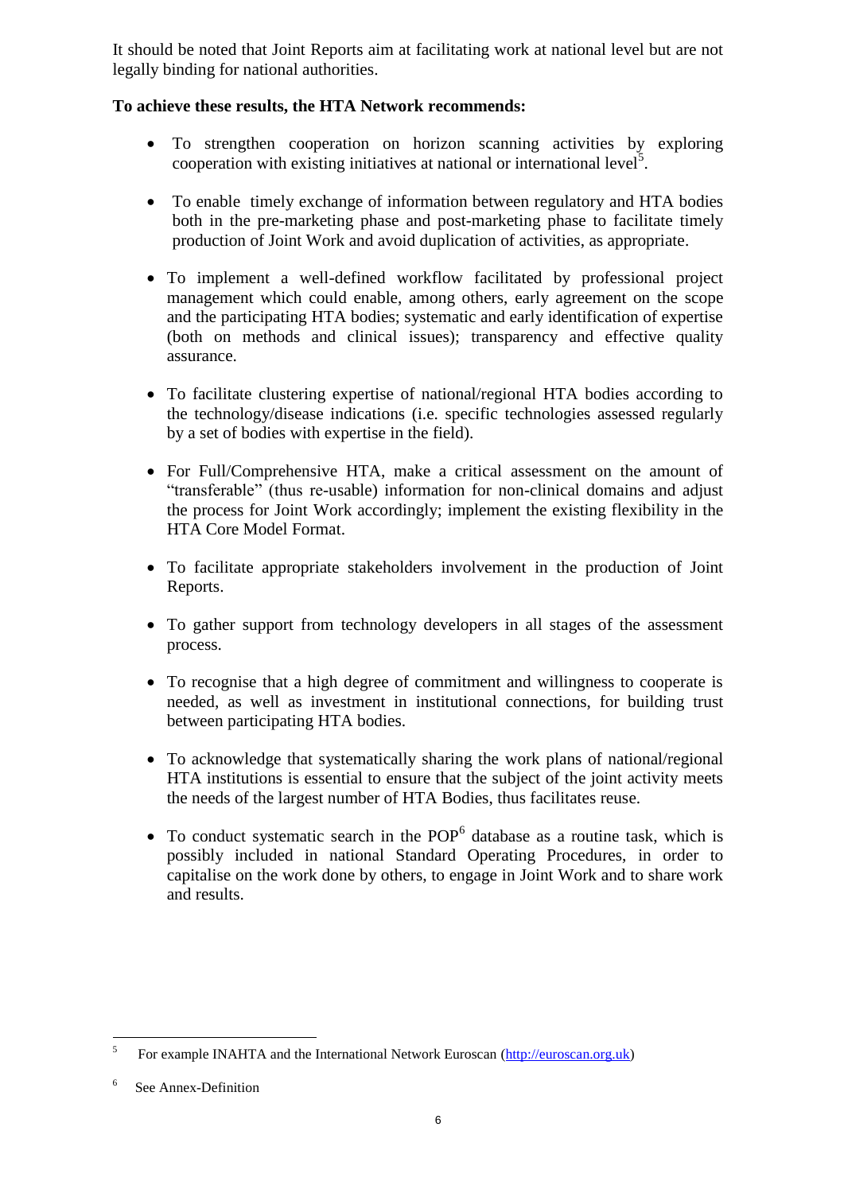It should be noted that Joint Reports aim at facilitating work at national level but are not legally binding for national authorities.

**To achieve these results, the HTA Network recommends:**

- To strengthen cooperation on horizon scanning activities by exploring cooperation with existing initiatives at national or international level[5].
- To enable timely exchange of information between regulatory and HTA bodies both in the pre-marketing phase and post-marketing phase to facilitate timely production of Joint Work and avoid duplication of activities, as appropriate.
- To implement a well-defined workflow facilitated by professional project management which could enable, among others, early agreement on the scope and the participating HTA bodies; systematic and early identification of expertise (both on methods and clinical issues); transparency and effective quality assurance.
- To facilitate clustering expertise of national/regional HTA bodies according to the technology/disease indications (i.e. specific technologies assessed regularly by a set of bodies with expertise in the field).
- For Full/Comprehensive HTA, make a critical assessment on the amount of "transferable" (thus re-usable) information for non-clinical domains and adjust the process for Joint Work accordingly; implement the existing flexibility in the HTA Core Model Format.
- To facilitate appropriate stakeholders involvement in the production of Joint Reports.
- To gather support from technology developers in all stages of the assessment process.
- To recognise that a high degree of commitment and willingness to cooperate is needed, as well as investment in institutional connections, for building trust between participating HTA bodies.
- To acknowledge that systematically sharing the work plans of national/regional HTA institutions is essential to ensure that the subject of the joint activity meets the needs of the largest number of HTA Bodies, thus facilitates reuse.
- To conduct systematic search in the POP[6] database as a routine task, which is possibly included in national Standard Operating Procedures, in order to capitalise on the work done by others, to engage in Joint Work and to share work and results.

---

[5] For example INAHTA and the International Network Euroscan (http://euroscan.org.uk)

[6] See Annex-Definition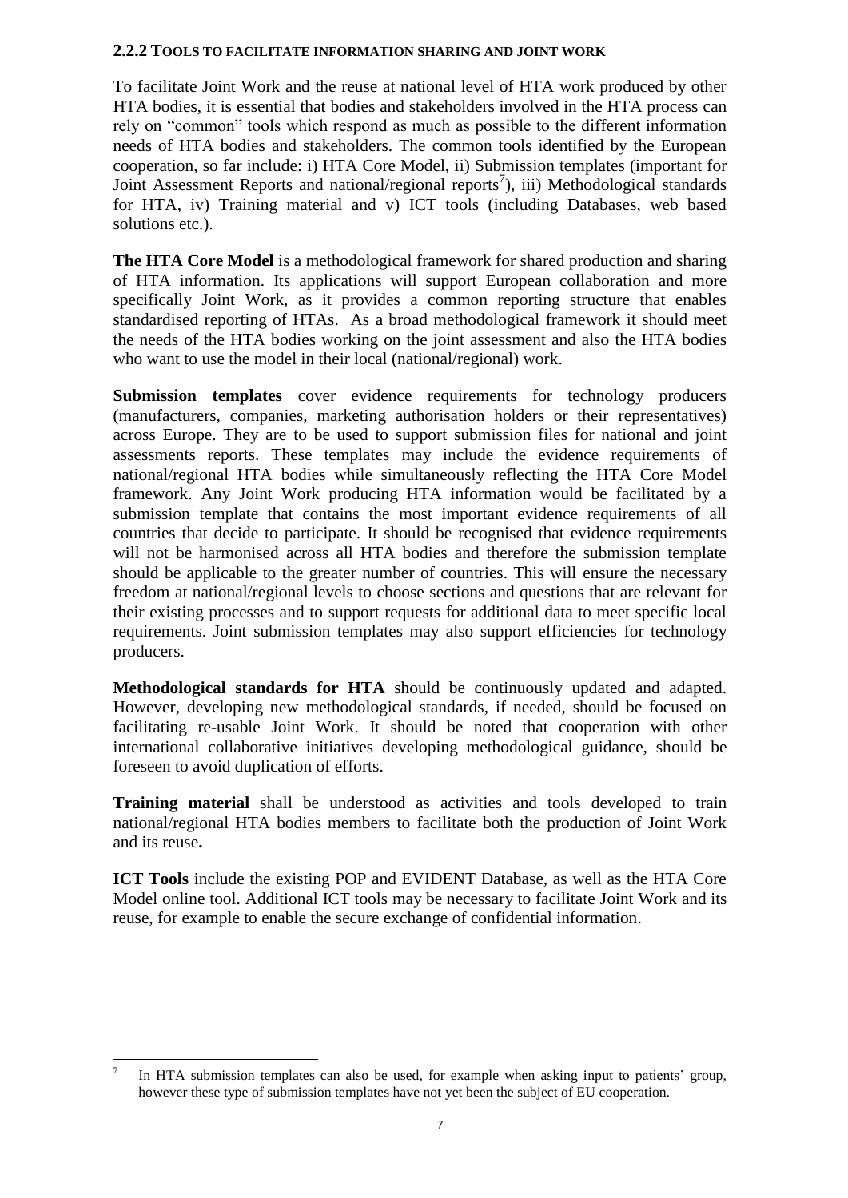### 2.2.2 Tools to facilitate information sharing and joint work

To facilitate Joint Work and the reuse at national level of HTA work produced by other HTA bodies, it is essential that bodies and stakeholders involved in the HTA process can rely on "common" tools which respond as much as possible to the different information needs of HTA bodies and stakeholders. The common tools identified by the European cooperation, so far include: i) HTA Core Model, ii) Submission templates (important for Joint Assessment Reports and national/regional reports[7]), iii) Methodological standards for HTA, iv) Training material and v) ICT tools (including Databases, web based solutions etc.).

**The HTA Core Model** is a methodological framework for shared production and sharing of HTA information. Its applications will support European collaboration and more specifically Joint Work, as it provides a common reporting structure that enables standardised reporting of HTAs. As a broad methodological framework it should meet the needs of the HTA bodies working on the joint assessment and also the HTA bodies who want to use the model in their local (national/regional) work.

**Submission templates** cover evidence requirements for technology producers (manufacturers, companies, marketing authorisation holders or their representatives) across Europe. They are to be used to support submission files for national and joint assessments reports. These templates may include the evidence requirements of national/regional HTA bodies while simultaneously reflecting the HTA Core Model framework. Any Joint Work producing HTA information would be facilitated by a submission template that contains the most important evidence requirements of all countries that decide to participate. It should be recognised that evidence requirements will not be harmonised across all HTA bodies and therefore the submission template should be applicable to the greater number of countries. This will ensure the necessary freedom at national/regional levels to choose sections and questions that are relevant for their existing processes and to support requests for additional data to meet specific local requirements. Joint submission templates may also support efficiencies for technology producers.

**Methodological standards for HTA** should be continuously updated and adapted. However, developing new methodological standards, if needed, should be focused on facilitating re-usable Joint Work. It should be noted that cooperation with other international collaborative initiatives developing methodological guidance, should be foreseen to avoid duplication of efforts.

**Training material** shall be understood as activities and tools developed to train national/regional HTA bodies members to facilitate both the production of Joint Work and its reuse**.**

**ICT Tools** include the existing POP and EVIDENT Database, as well as the HTA Core Model online tool. Additional ICT tools may be necessary to facilitate Joint Work and its reuse, for example to enable the secure exchange of confidential information.

---

[7] In HTA submission templates can also be used, for example when asking input to patients' group, however these type of submission templates have not yet been the subject of EU cooperation.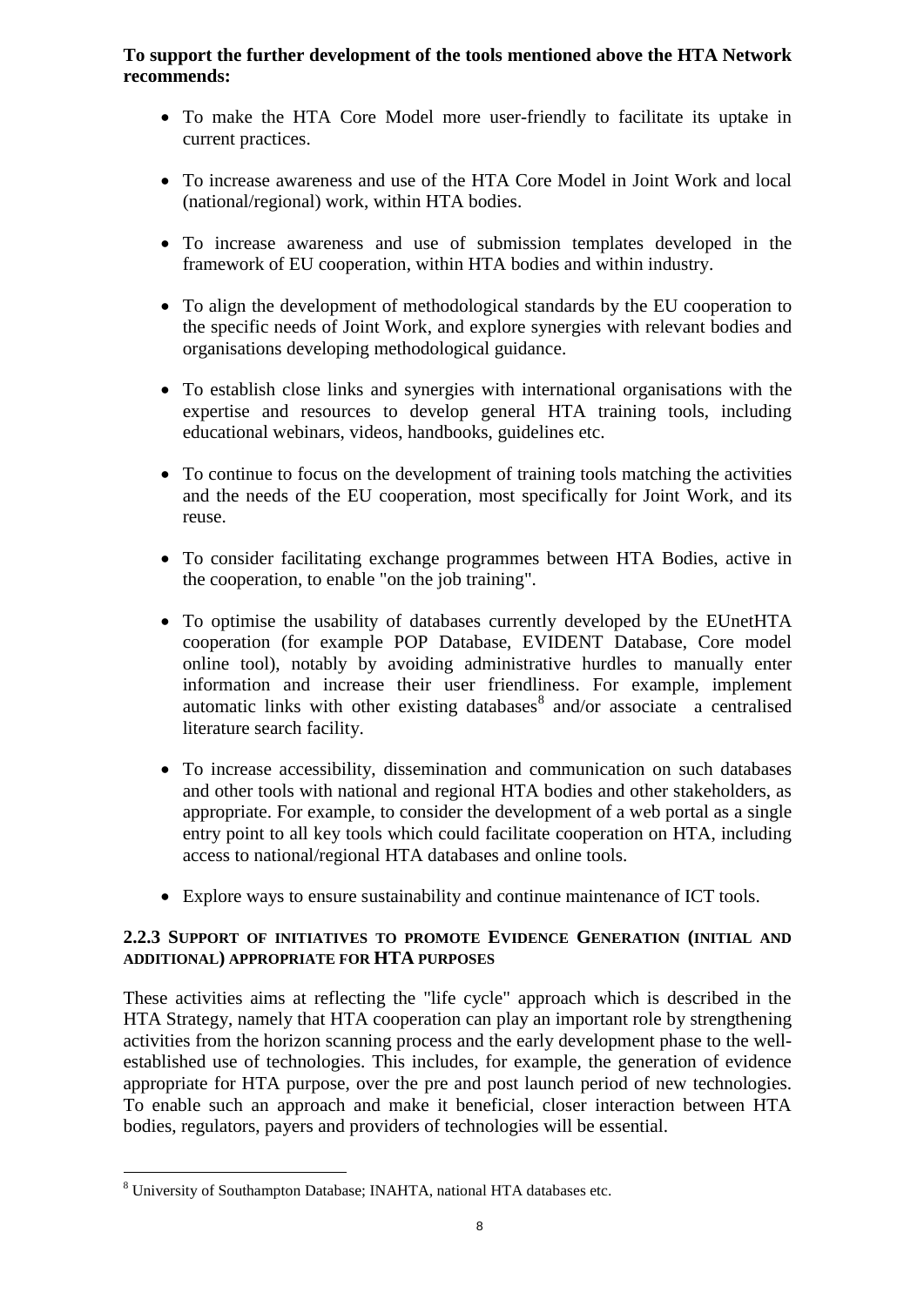**To support the further development of the tools mentioned above the HTA Network recommends:**

- To make the HTA Core Model more user-friendly to facilitate its uptake in current practices.
- To increase awareness and use of the HTA Core Model in Joint Work and local (national/regional) work, within HTA bodies.
- To increase awareness and use of submission templates developed in the framework of EU cooperation, within HTA bodies and within industry.
- To align the development of methodological standards by the EU cooperation to the specific needs of Joint Work, and explore synergies with relevant bodies and organisations developing methodological guidance.
- To establish close links and synergies with international organisations with the expertise and resources to develop general HTA training tools, including educational webinars, videos, handbooks, guidelines etc.
- To continue to focus on the development of training tools matching the activities and the needs of the EU cooperation, most specifically for Joint Work, and its reuse.
- To consider facilitating exchange programmes between HTA Bodies, active in the cooperation, to enable "on the job training".
- To optimise the usability of databases currently developed by the EUnetHTA cooperation (for example POP Database, EVIDENT Database, Core model online tool), notably by avoiding administrative hurdles to manually enter information and increase their user friendliness. For example, implement automatic links with other existing databases[8] and/or associate a centralised literature search facility.
- To increase accessibility, dissemination and communication on such databases and other tools with national and regional HTA bodies and other stakeholders, as appropriate. For example, to consider the development of a web portal as a single entry point to all key tools which could facilitate cooperation on HTA, including access to national/regional HTA databases and online tools.
- Explore ways to ensure sustainability and continue maintenance of ICT tools.

### 2.2.3 Support of initiatives to promote Evidence Generation (initial and additional) appropriate for HTA purposes

These activities aims at reflecting the "life cycle" approach which is described in the HTA Strategy, namely that HTA cooperation can play an important role by strengthening activities from the horizon scanning process and the early development phase to the well-established use of technologies. This includes, for example, the generation of evidence appropriate for HTA purpose, over the pre and post launch period of new technologies. To enable such an approach and make it beneficial, closer interaction between HTA bodies, regulators, payers and providers of technologies will be essential.

---

[8] University of Southampton Database; INAHTA, national HTA databases etc.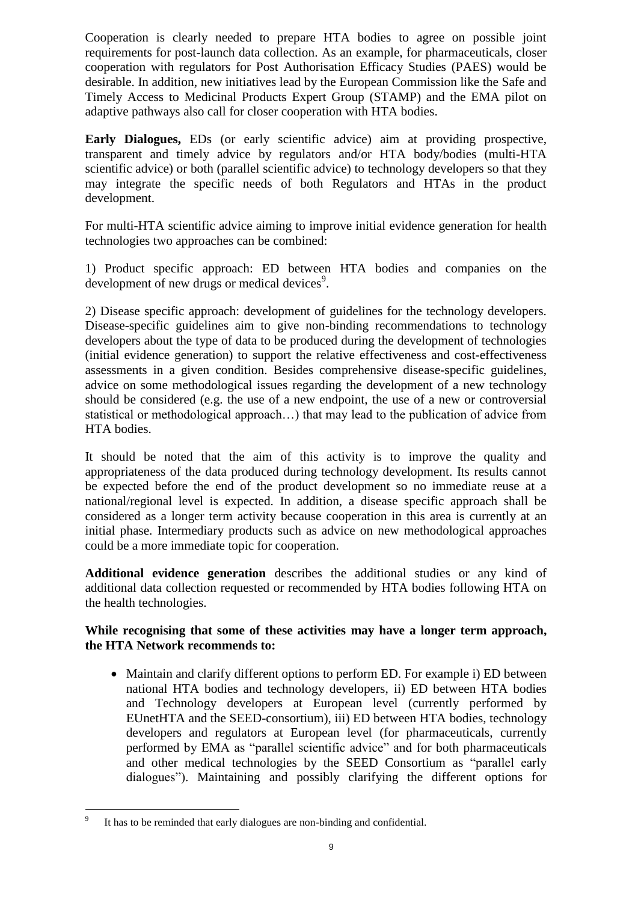Cooperation is clearly needed to prepare HTA bodies to agree on possible joint requirements for post-launch data collection. As an example, for pharmaceuticals, closer cooperation with regulators for Post Authorisation Efficacy Studies (PAES) would be desirable. In addition, new initiatives lead by the European Commission like the Safe and Timely Access to Medicinal Products Expert Group (STAMP) and the EMA pilot on adaptive pathways also call for closer cooperation with HTA bodies.

**Early Dialogues,** EDs (or early scientific advice) aim at providing prospective, transparent and timely advice by regulators and/or HTA body/bodies (multi-HTA scientific advice) or both (parallel scientific advice) to technology developers so that they may integrate the specific needs of both Regulators and HTAs in the product development.

For multi-HTA scientific advice aiming to improve initial evidence generation for health technologies two approaches can be combined:

1) Product specific approach: ED between HTA bodies and companies on the development of new drugs or medical devices[9].

2) Disease specific approach: development of guidelines for the technology developers. Disease-specific guidelines aim to give non-binding recommendations to technology developers about the type of data to be produced during the development of technologies (initial evidence generation) to support the relative effectiveness and cost-effectiveness assessments in a given condition. Besides comprehensive disease-specific guidelines, advice on some methodological issues regarding the development of a new technology should be considered (e.g. the use of a new endpoint, the use of a new or controversial statistical or methodological approach…) that may lead to the publication of advice from HTA bodies.

It should be noted that the aim of this activity is to improve the quality and appropriateness of the data produced during technology development. Its results cannot be expected before the end of the product development so no immediate reuse at a national/regional level is expected. In addition, a disease specific approach shall be considered as a longer term activity because cooperation in this area is currently at an initial phase. Intermediary products such as advice on new methodological approaches could be a more immediate topic for cooperation.

**Additional evidence generation** describes the additional studies or any kind of additional data collection requested or recommended by HTA bodies following HTA on the health technologies.

**While recognising that some of these activities may have a longer term approach, the HTA Network recommends to:**

- Maintain and clarify different options to perform ED. For example i) ED between national HTA bodies and technology developers, ii) ED between HTA bodies and Technology developers at European level (currently performed by EUnetHTA and the SEED-consortium), iii) ED between HTA bodies, technology developers and regulators at European level (for pharmaceuticals, currently performed by EMA as "parallel scientific advice" and for both pharmaceuticals and other medical technologies by the SEED Consortium as "parallel early dialogues"). Maintaining and possibly clarifying the different options for

[9] It has to be reminded that early dialogues are non-binding and confidential.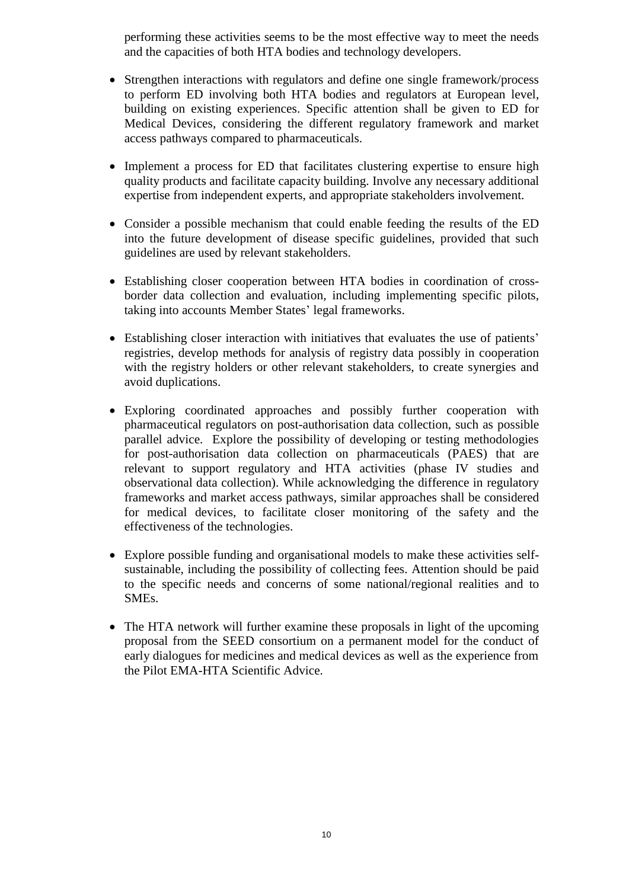performing these activities seems to be the most effective way to meet the needs and the capacities of both HTA bodies and technology developers.

- Strengthen interactions with regulators and define one single framework/process to perform ED involving both HTA bodies and regulators at European level, building on existing experiences. Specific attention shall be given to ED for Medical Devices, considering the different regulatory framework and market access pathways compared to pharmaceuticals.

- Implement a process for ED that facilitates clustering expertise to ensure high quality products and facilitate capacity building. Involve any necessary additional expertise from independent experts, and appropriate stakeholders involvement.

- Consider a possible mechanism that could enable feeding the results of the ED into the future development of disease specific guidelines, provided that such guidelines are used by relevant stakeholders.

- Establishing closer cooperation between HTA bodies in coordination of cross-border data collection and evaluation, including implementing specific pilots, taking into accounts Member States' legal frameworks.

- Establishing closer interaction with initiatives that evaluates the use of patients' registries, develop methods for analysis of registry data possibly in cooperation with the registry holders or other relevant stakeholders, to create synergies and avoid duplications.

- Exploring coordinated approaches and possibly further cooperation with pharmaceutical regulators on post-authorisation data collection, such as possible parallel advice. Explore the possibility of developing or testing methodologies for post-authorisation data collection on pharmaceuticals (PAES) that are relevant to support regulatory and HTA activities (phase IV studies and observational data collection). While acknowledging the difference in regulatory frameworks and market access pathways, similar approaches shall be considered for medical devices, to facilitate closer monitoring of the safety and the effectiveness of the technologies.

- Explore possible funding and organisational models to make these activities self-sustainable, including the possibility of collecting fees. Attention should be paid to the specific needs and concerns of some national/regional realities and to SMEs.

- The HTA network will further examine these proposals in light of the upcoming proposal from the SEED consortium on a permanent model for the conduct of early dialogues for medicines and medical devices as well as the experience from the Pilot EMA-HTA Scientific Advice.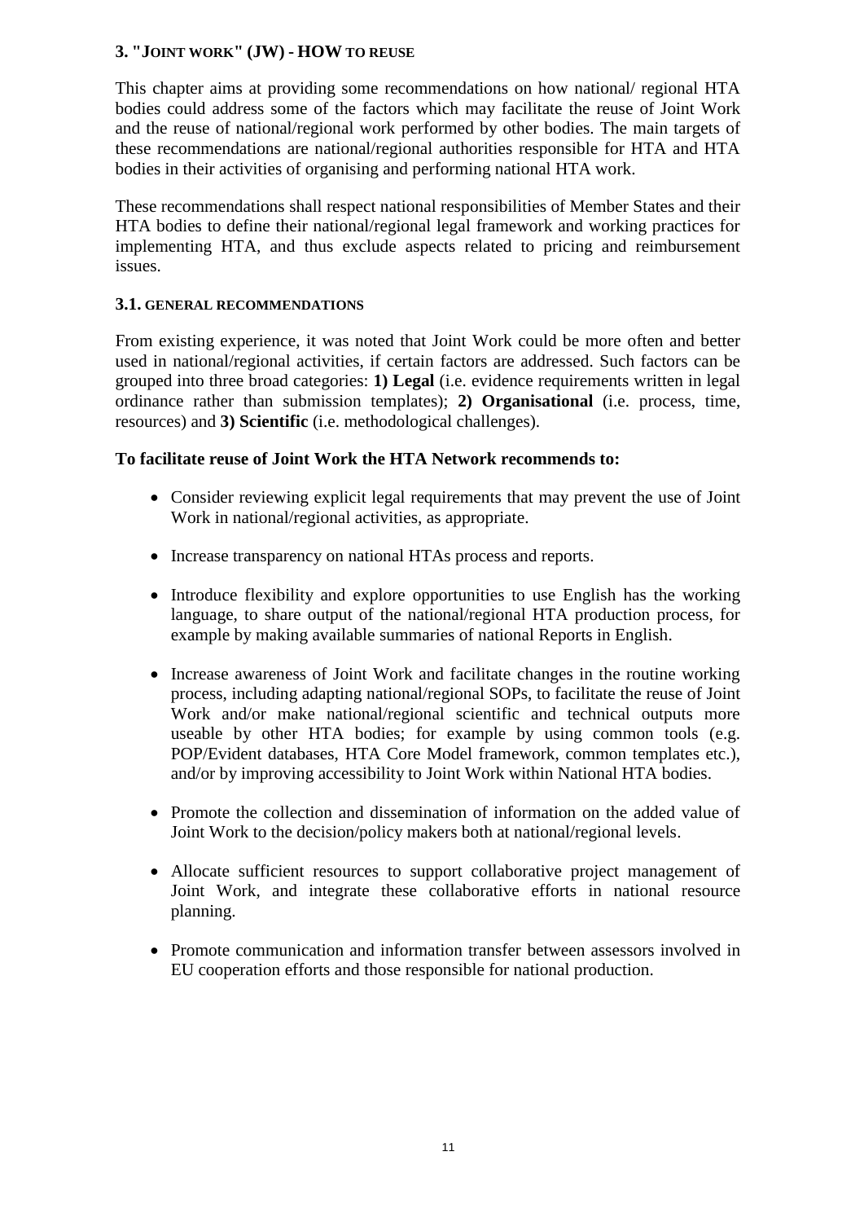## 3. "JOINT WORK" (JW) - HOW TO REUSE

This chapter aims at providing some recommendations on how national/ regional HTA bodies could address some of the factors which may facilitate the reuse of Joint Work and the reuse of national/regional work performed by other bodies. The main targets of these recommendations are national/regional authorities responsible for HTA and HTA bodies in their activities of organising and performing national HTA work.

These recommendations shall respect national responsibilities of Member States and their HTA bodies to define their national/regional legal framework and working practices for implementing HTA, and thus exclude aspects related to pricing and reimbursement issues.

### 3.1. GENERAL RECOMMENDATIONS

From existing experience, it was noted that Joint Work could be more often and better used in national/regional activities, if certain factors are addressed. Such factors can be grouped into three broad categories: **1) Legal** (i.e. evidence requirements written in legal ordinance rather than submission templates); **2) Organisational** (i.e. process, time, resources) and **3) Scientific** (i.e. methodological challenges).

**To facilitate reuse of Joint Work the HTA Network recommends to:**

- Consider reviewing explicit legal requirements that may prevent the use of Joint Work in national/regional activities, as appropriate.
- Increase transparency on national HTAs process and reports.
- Introduce flexibility and explore opportunities to use English has the working language, to share output of the national/regional HTA production process, for example by making available summaries of national Reports in English.
- Increase awareness of Joint Work and facilitate changes in the routine working process, including adapting national/regional SOPs, to facilitate the reuse of Joint Work and/or make national/regional scientific and technical outputs more useable by other HTA bodies; for example by using common tools (e.g. POP/Evident databases, HTA Core Model framework, common templates etc.), and/or by improving accessibility to Joint Work within National HTA bodies.
- Promote the collection and dissemination of information on the added value of Joint Work to the decision/policy makers both at national/regional levels.
- Allocate sufficient resources to support collaborative project management of Joint Work, and integrate these collaborative efforts in national resource planning.
- Promote communication and information transfer between assessors involved in EU cooperation efforts and those responsible for national production.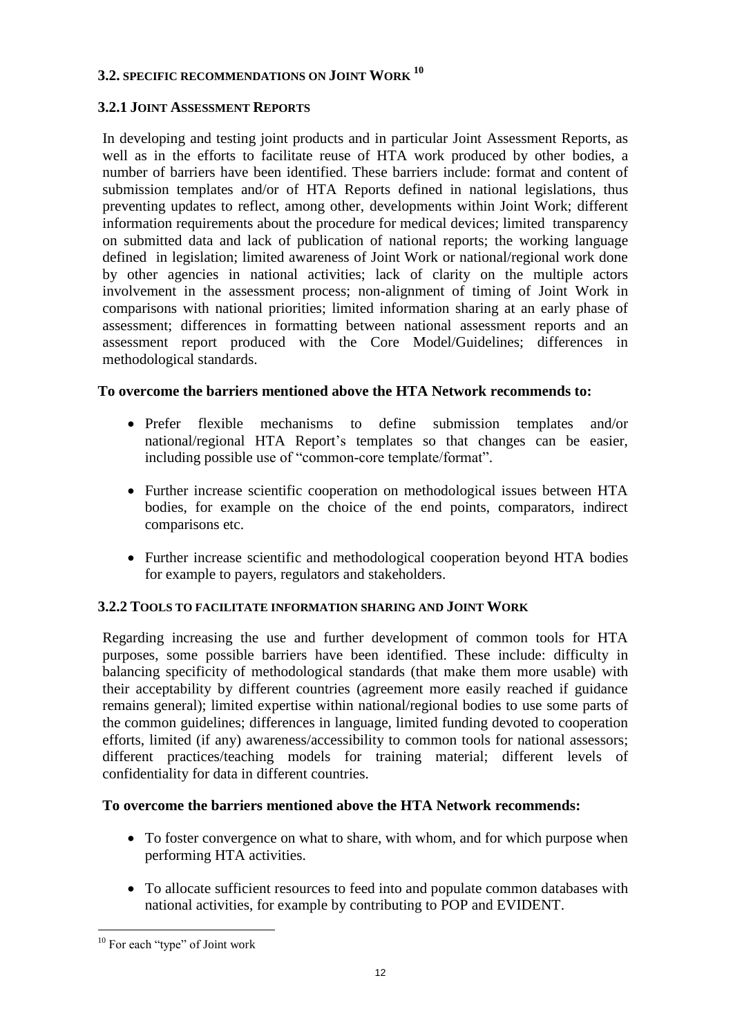## 3.2. Specific recommendations on Joint Work[10]

### 3.2.1 Joint Assessment Reports

In developing and testing joint products and in particular Joint Assessment Reports, as well as in the efforts to facilitate reuse of HTA work produced by other bodies, a number of barriers have been identified. These barriers include: format and content of submission templates and/or of HTA Reports defined in national legislations, thus preventing updates to reflect, among other, developments within Joint Work; different information requirements about the procedure for medical devices; limited transparency on submitted data and lack of publication of national reports; the working language defined in legislation; limited awareness of Joint Work or national/regional work done by other agencies in national activities; lack of clarity on the multiple actors involvement in the assessment process; non-alignment of timing of Joint Work in comparisons with national priorities; limited information sharing at an early phase of assessment; differences in formatting between national assessment reports and an assessment report produced with the Core Model/Guidelines; differences in methodological standards.

**To overcome the barriers mentioned above the HTA Network recommends to:**

- Prefer flexible mechanisms to define submission templates and/or national/regional HTA Report's templates so that changes can be easier, including possible use of "common-core template/format".
- Further increase scientific cooperation on methodological issues between HTA bodies, for example on the choice of the end points, comparators, indirect comparisons etc.
- Further increase scientific and methodological cooperation beyond HTA bodies for example to payers, regulators and stakeholders.

### 3.2.2 Tools to facilitate information sharing and Joint Work

Regarding increasing the use and further development of common tools for HTA purposes, some possible barriers have been identified. These include: difficulty in balancing specificity of methodological standards (that make them more usable) with their acceptability by different countries (agreement more easily reached if guidance remains general); limited expertise within national/regional bodies to use some parts of the common guidelines; differences in language, limited funding devoted to cooperation efforts, limited (if any) awareness/accessibility to common tools for national assessors; different practices/teaching models for training material; different levels of confidentiality for data in different countries.

**To overcome the barriers mentioned above the HTA Network recommends:**

- To foster convergence on what to share, with whom, and for which purpose when performing HTA activities.
- To allocate sufficient resources to feed into and populate common databases with national activities, for example by contributing to POP and EVIDENT.

[10] For each "type" of Joint work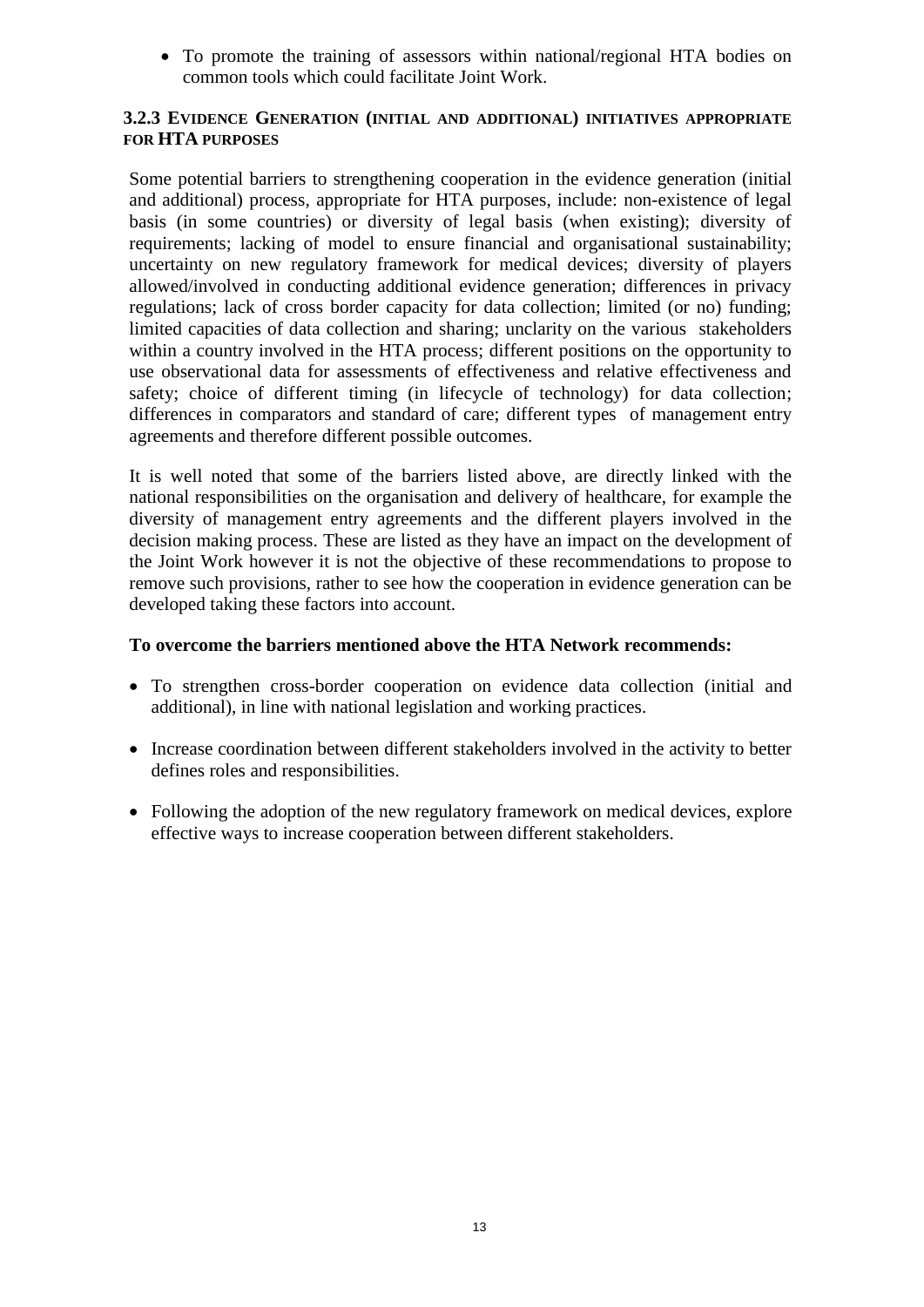- To promote the training of assessors within national/regional HTA bodies on common tools which could facilitate Joint Work.

### 3.2.3 Evidence Generation (initial and additional) initiatives appropriate for HTA purposes

Some potential barriers to strengthening cooperation in the evidence generation (initial and additional) process, appropriate for HTA purposes, include: non-existence of legal basis (in some countries) or diversity of legal basis (when existing); diversity of requirements; lacking of model to ensure financial and organisational sustainability; uncertainty on new regulatory framework for medical devices; diversity of players allowed/involved in conducting additional evidence generation; differences in privacy regulations; lack of cross border capacity for data collection; limited (or no) funding; limited capacities of data collection and sharing; unclarity on the various stakeholders within a country involved in the HTA process; different positions on the opportunity to use observational data for assessments of effectiveness and relative effectiveness and safety; choice of different timing (in lifecycle of technology) for data collection; differences in comparators and standard of care; different types of management entry agreements and therefore different possible outcomes.

It is well noted that some of the barriers listed above, are directly linked with the national responsibilities on the organisation and delivery of healthcare, for example the diversity of management entry agreements and the different players involved in the decision making process. These are listed as they have an impact on the development of the Joint Work however it is not the objective of these recommendations to propose to remove such provisions, rather to see how the cooperation in evidence generation can be developed taking these factors into account.

**To overcome the barriers mentioned above the HTA Network recommends:**

- To strengthen cross-border cooperation on evidence data collection (initial and additional), in line with national legislation and working practices.
- Increase coordination between different stakeholders involved in the activity to better defines roles and responsibilities.
- Following the adoption of the new regulatory framework on medical devices, explore effective ways to increase cooperation between different stakeholders.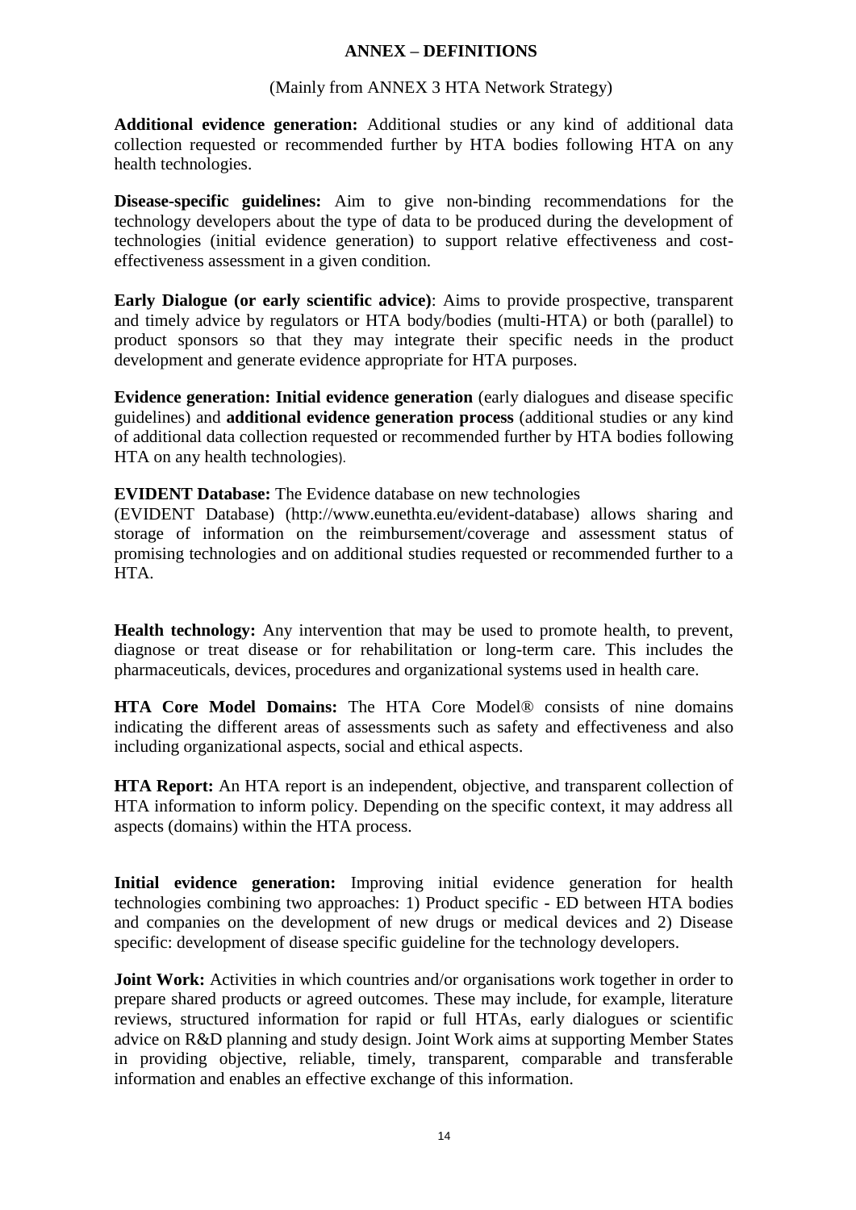## ANNEX – DEFINITIONS

(Mainly from ANNEX 3 HTA Network Strategy)

**Additional evidence generation:** Additional studies or any kind of additional data collection requested or recommended further by HTA bodies following HTA on any health technologies.

**Disease-specific guidelines:** Aim to give non-binding recommendations for the technology developers about the type of data to be produced during the development of technologies (initial evidence generation) to support relative effectiveness and cost-effectiveness assessment in a given condition.

**Early Dialogue (or early scientific advice)**: Aims to provide prospective, transparent and timely advice by regulators or HTA body/bodies (multi-HTA) or both (parallel) to product sponsors so that they may integrate their specific needs in the product development and generate evidence appropriate for HTA purposes.

**Evidence generation: Initial evidence generation** (early dialogues and disease specific guidelines) and **additional evidence generation process** (additional studies or any kind of additional data collection requested or recommended further by HTA bodies following HTA on any health technologies).

**EVIDENT Database:** The Evidence database on new technologies (EVIDENT Database) (http://www.eunethta.eu/evident-database) allows sharing and storage of information on the reimbursement/coverage and assessment status of promising technologies and on additional studies requested or recommended further to a HTA.

**Health technology:** Any intervention that may be used to promote health, to prevent, diagnose or treat disease or for rehabilitation or long-term care. This includes the pharmaceuticals, devices, procedures and organizational systems used in health care.

**HTA Core Model Domains:** The HTA Core Model® consists of nine domains indicating the different areas of assessments such as safety and effectiveness and also including organizational aspects, social and ethical aspects.

**HTA Report:** An HTA report is an independent, objective, and transparent collection of HTA information to inform policy. Depending on the specific context, it may address all aspects (domains) within the HTA process.

**Initial evidence generation:** Improving initial evidence generation for health technologies combining two approaches: 1) Product specific - ED between HTA bodies and companies on the development of new drugs or medical devices and 2) Disease specific: development of disease specific guideline for the technology developers.

**Joint Work:** Activities in which countries and/or organisations work together in order to prepare shared products or agreed outcomes. These may include, for example, literature reviews, structured information for rapid or full HTAs, early dialogues or scientific advice on R&D planning and study design. Joint Work aims at supporting Member States in providing objective, reliable, timely, transparent, comparable and transferable information and enables an effective exchange of this information.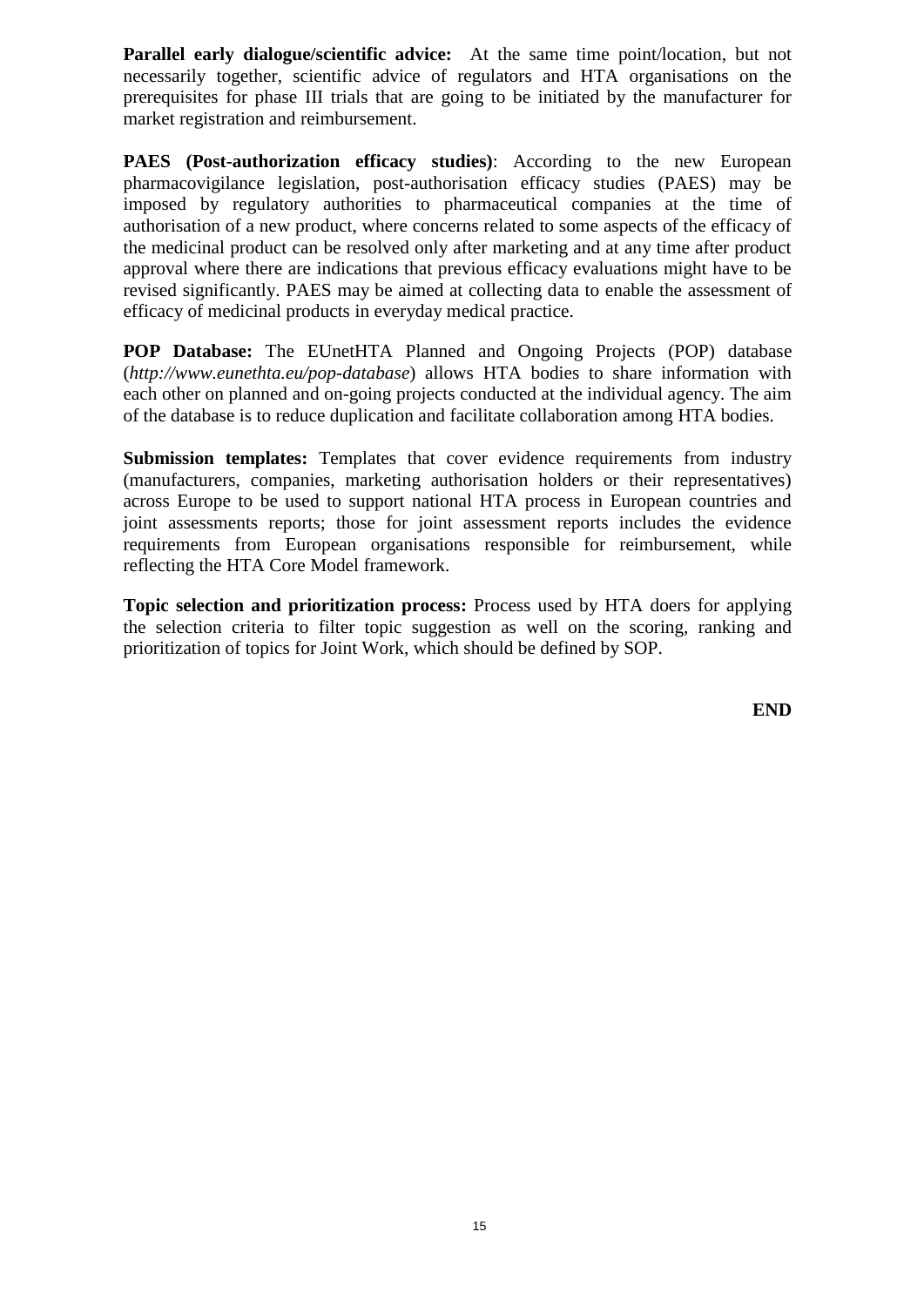**Parallel early dialogue/scientific advice:** At the same time point/location, but not necessarily together, scientific advice of regulators and HTA organisations on the prerequisites for phase III trials that are going to be initiated by the manufacturer for market registration and reimbursement.

**PAES (Post-authorization efficacy studies)**: According to the new European pharmacovigilance legislation, post-authorisation efficacy studies (PAES) may be imposed by regulatory authorities to pharmaceutical companies at the time of authorisation of a new product, where concerns related to some aspects of the efficacy of the medicinal product can be resolved only after marketing and at any time after product approval where there are indications that previous efficacy evaluations might have to be revised significantly. PAES may be aimed at collecting data to enable the assessment of efficacy of medicinal products in everyday medical practice.

**POP Database:** The EUnetHTA Planned and Ongoing Projects (POP) database (*http://www.eunethta.eu/pop-database*) allows HTA bodies to share information with each other on planned and on-going projects conducted at the individual agency. The aim of the database is to reduce duplication and facilitate collaboration among HTA bodies.

**Submission templates:** Templates that cover evidence requirements from industry (manufacturers, companies, marketing authorisation holders or their representatives) across Europe to be used to support national HTA process in European countries and joint assessments reports; those for joint assessment reports includes the evidence requirements from European organisations responsible for reimbursement, while reflecting the HTA Core Model framework.

**Topic selection and prioritization process:** Process used by HTA doers for applying the selection criteria to filter topic suggestion as well on the scoring, ranking and prioritization of topics for Joint Work, which should be defined by SOP.

**END**